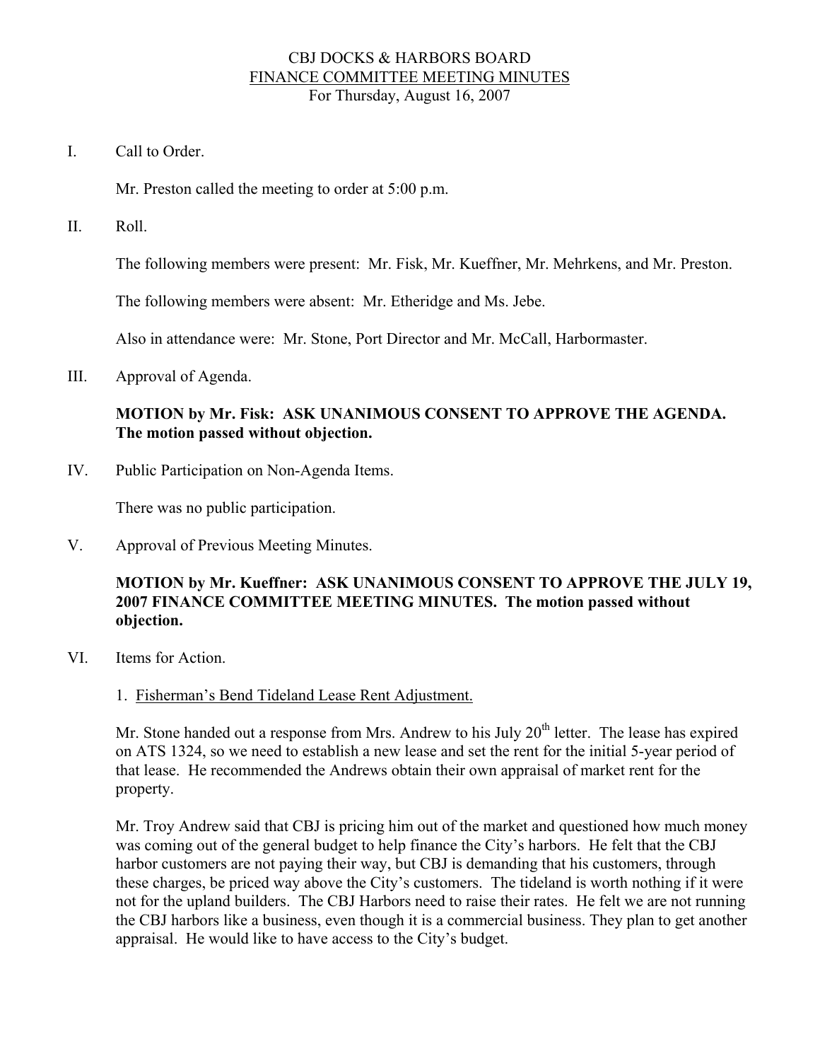# CBJ DOCKS & HARBORS BOARD
## FINANCE COMMITTEE MEETING MINUTES
For Thursday, August 16, 2007

I. Call to Order.

Mr. Preston called the meeting to order at 5:00 p.m.

II. Roll.

The following members were present: Mr. Fisk, Mr. Kueffner, Mr. Mehrkens, and Mr. Preston.

The following members were absent: Mr. Etheridge and Ms. Jebe.

Also in attendance were: Mr. Stone, Port Director and Mr. McCall, Harbormaster.

III. Approval of Agenda.

**MOTION by Mr. Fisk: ASK UNANIMOUS CONSENT TO APPROVE THE AGENDA. The motion passed without objection.**

IV. Public Participation on Non-Agenda Items.

There was no public participation.

V. Approval of Previous Meeting Minutes.

**MOTION by Mr. Kueffner: ASK UNANIMOUS CONSENT TO APPROVE THE JULY 19, 2007 FINANCE COMMITTEE MEETING MINUTES. The motion passed without objection.**

VI. Items for Action.

1. Fisherman's Bend Tideland Lease Rent Adjustment.

Mr. Stone handed out a response from Mrs. Andrew to his July 20th letter. The lease has expired on ATS 1324, so we need to establish a new lease and set the rent for the initial 5-year period of that lease. He recommended the Andrews obtain their own appraisal of market rent for the property.

Mr. Troy Andrew said that CBJ is pricing him out of the market and questioned how much money was coming out of the general budget to help finance the City's harbors. He felt that the CBJ harbor customers are not paying their way, but CBJ is demanding that his customers, through these charges, be priced way above the City's customers. The tideland is worth nothing if it were not for the upland builders. The CBJ Harbors need to raise their rates. He felt we are not running the CBJ harbors like a business, even though it is a commercial business. They plan to get another appraisal. He would like to have access to the City's budget.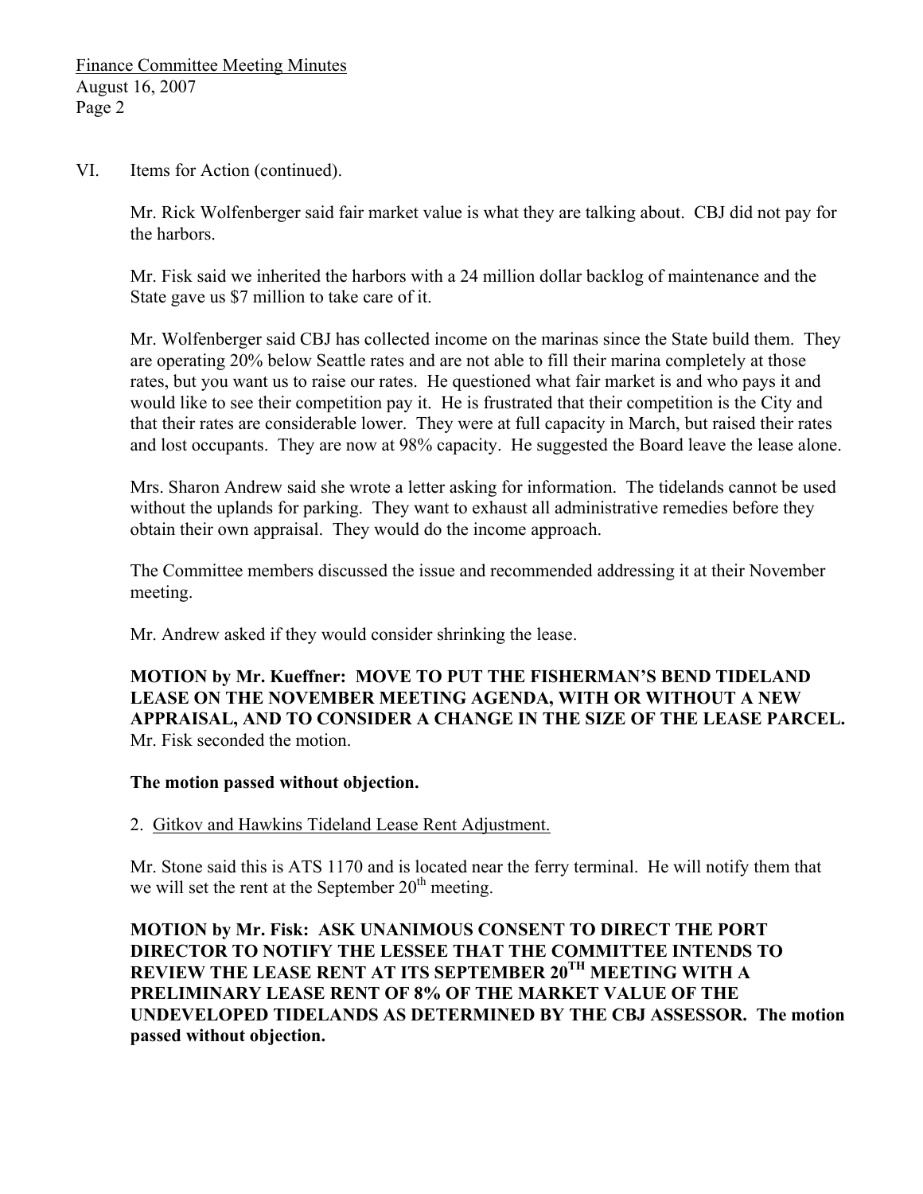VI. Items for Action (continued).

Mr. Rick Wolfenberger said fair market value is what they are talking about. CBJ did not pay for the harbors.

Mr. Fisk said we inherited the harbors with a 24 million dollar backlog of maintenance and the State gave us $7 million to take care of it.

Mr. Wolfenberger said CBJ has collected income on the marinas since the State build them. They are operating 20% below Seattle rates and are not able to fill their marina completely at those rates, but you want us to raise our rates. He questioned what fair market is and who pays it and would like to see their competition pay it. He is frustrated that their competition is the City and that their rates are considerable lower. They were at full capacity in March, but raised their rates and lost occupants. They are now at 98% capacity. He suggested the Board leave the lease alone.

Mrs. Sharon Andrew said she wrote a letter asking for information. The tidelands cannot be used without the uplands for parking. They want to exhaust all administrative remedies before they obtain their own appraisal. They would do the income approach.

The Committee members discussed the issue and recommended addressing it at their November meeting.

Mr. Andrew asked if they would consider shrinking the lease.

**MOTION by Mr. Kueffner: MOVE TO PUT THE FISHERMAN'S BEND TIDELAND LEASE ON THE NOVEMBER MEETING AGENDA, WITH OR WITHOUT A NEW APPRAISAL, AND TO CONSIDER A CHANGE IN THE SIZE OF THE LEASE PARCEL.** Mr. Fisk seconded the motion.

**The motion passed without objection.**

2. Gitkov and Hawkins Tideland Lease Rent Adjustment.

Mr. Stone said this is ATS 1170 and is located near the ferry terminal. He will notify them that we will set the rent at the September 20th meeting.

**MOTION by Mr. Fisk: ASK UNANIMOUS CONSENT TO DIRECT THE PORT DIRECTOR TO NOTIFY THE LESSEE THAT THE COMMITTEE INTENDS TO REVIEW THE LEASE RENT AT ITS SEPTEMBER 20TH MEETING WITH A PRELIMINARY LEASE RENT OF 8% OF THE MARKET VALUE OF THE UNDEVELOPED TIDELANDS AS DETERMINED BY THE CBJ ASSESSOR. The motion passed without objection.**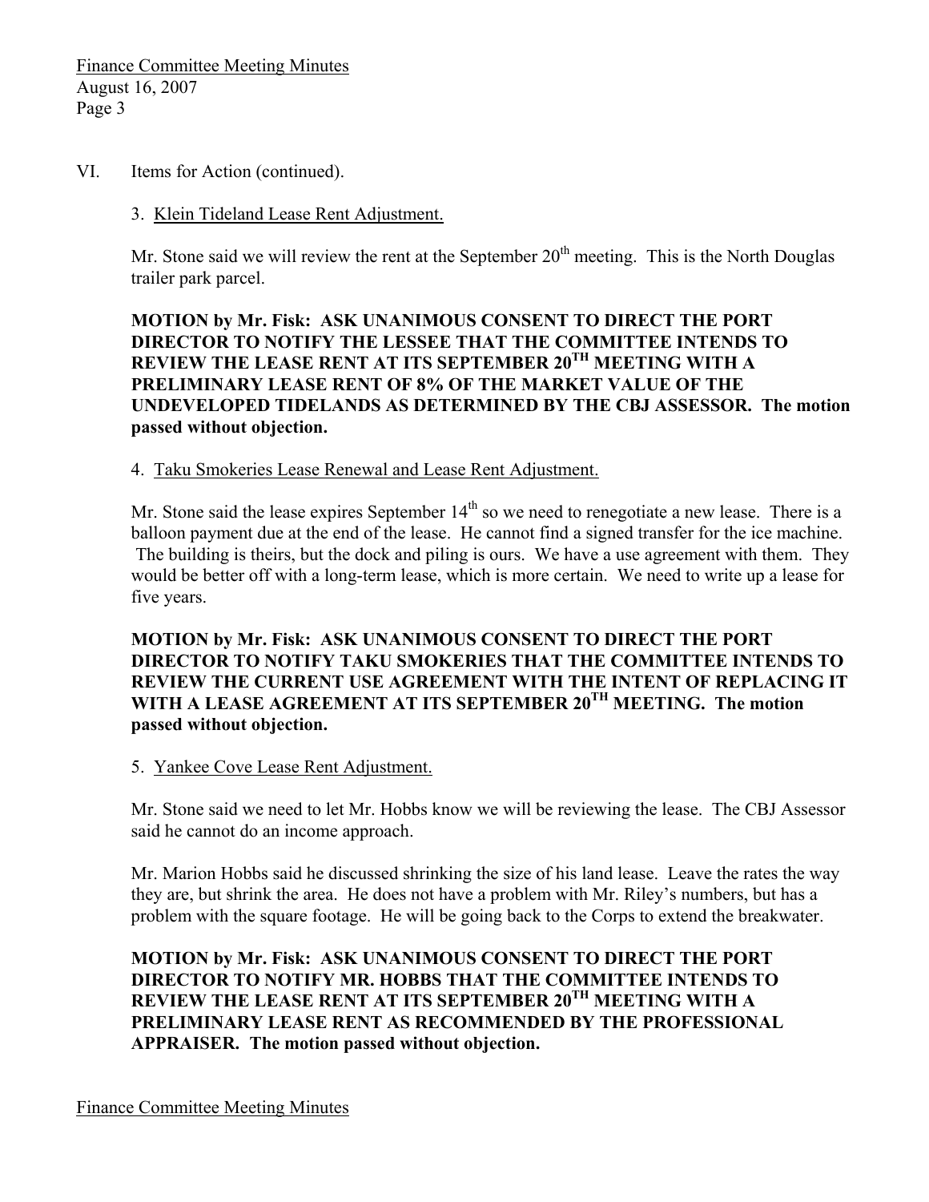VI. Items for Action (continued).

3. Klein Tideland Lease Rent Adjustment.

Mr. Stone said we will review the rent at the September 20th meeting. This is the North Douglas trailer park parcel.

**MOTION by Mr. Fisk: ASK UNANIMOUS CONSENT TO DIRECT THE PORT DIRECTOR TO NOTIFY THE LESSEE THAT THE COMMITTEE INTENDS TO REVIEW THE LEASE RENT AT ITS SEPTEMBER 20TH MEETING WITH A PRELIMINARY LEASE RENT OF 8% OF THE MARKET VALUE OF THE UNDEVELOPED TIDELANDS AS DETERMINED BY THE CBJ ASSESSOR. The motion passed without objection.**

4. Taku Smokeries Lease Renewal and Lease Rent Adjustment.

Mr. Stone said the lease expires September 14th so we need to renegotiate a new lease. There is a balloon payment due at the end of the lease. He cannot find a signed transfer for the ice machine. The building is theirs, but the dock and piling is ours. We have a use agreement with them. They would be better off with a long-term lease, which is more certain. We need to write up a lease for five years.

**MOTION by Mr. Fisk: ASK UNANIMOUS CONSENT TO DIRECT THE PORT DIRECTOR TO NOTIFY TAKU SMOKERIES THAT THE COMMITTEE INTENDS TO REVIEW THE CURRENT USE AGREEMENT WITH THE INTENT OF REPLACING IT WITH A LEASE AGREEMENT AT ITS SEPTEMBER 20TH MEETING. The motion passed without objection.**

5. Yankee Cove Lease Rent Adjustment.

Mr. Stone said we need to let Mr. Hobbs know we will be reviewing the lease. The CBJ Assessor said he cannot do an income approach.

Mr. Marion Hobbs said he discussed shrinking the size of his land lease. Leave the rates the way they are, but shrink the area. He does not have a problem with Mr. Riley's numbers, but has a problem with the square footage. He will be going back to the Corps to extend the breakwater.

**MOTION by Mr. Fisk: ASK UNANIMOUS CONSENT TO DIRECT THE PORT DIRECTOR TO NOTIFY MR. HOBBS THAT THE COMMITTEE INTENDS TO REVIEW THE LEASE RENT AT ITS SEPTEMBER 20TH MEETING WITH A PRELIMINARY LEASE RENT AS RECOMMENDED BY THE PROFESSIONAL APPRAISER. The motion passed without objection.**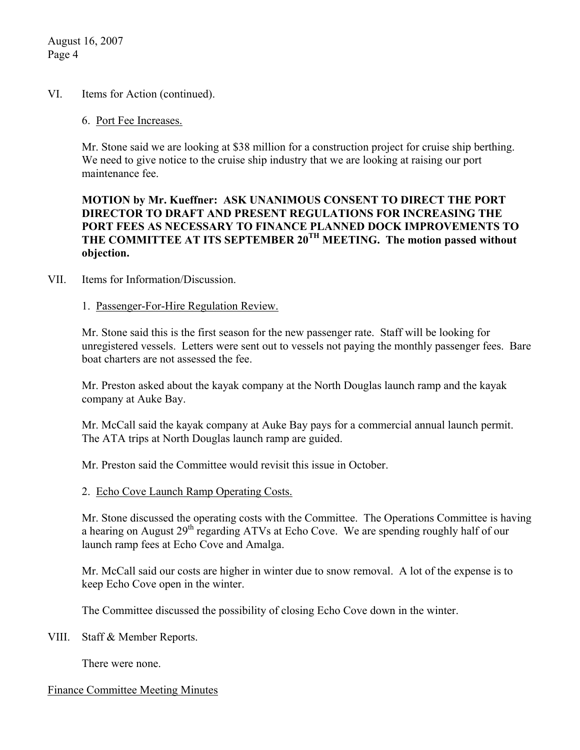VI. Items for Action (continued).

6. Port Fee Increases.

Mr. Stone said we are looking at $38 million for a construction project for cruise ship berthing. We need to give notice to the cruise ship industry that we are looking at raising our port maintenance fee.

**MOTION by Mr. Kueffner: ASK UNANIMOUS CONSENT TO DIRECT THE PORT DIRECTOR TO DRAFT AND PRESENT REGULATIONS FOR INCREASING THE PORT FEES AS NECESSARY TO FINANCE PLANNED DOCK IMPROVEMENTS TO THE COMMITTEE AT ITS SEPTEMBER 20TH MEETING. The motion passed without objection.**

VII. Items for Information/Discussion.

1. Passenger-For-Hire Regulation Review.

Mr. Stone said this is the first season for the new passenger rate. Staff will be looking for unregistered vessels. Letters were sent out to vessels not paying the monthly passenger fees. Bare boat charters are not assessed the fee.

Mr. Preston asked about the kayak company at the North Douglas launch ramp and the kayak company at Auke Bay.

Mr. McCall said the kayak company at Auke Bay pays for a commercial annual launch permit. The ATA trips at North Douglas launch ramp are guided.

Mr. Preston said the Committee would revisit this issue in October.

2. Echo Cove Launch Ramp Operating Costs.

Mr. Stone discussed the operating costs with the Committee. The Operations Committee is having a hearing on August 29th regarding ATVs at Echo Cove. We are spending roughly half of our launch ramp fees at Echo Cove and Amalga.

Mr. McCall said our costs are higher in winter due to snow removal. A lot of the expense is to keep Echo Cove open in the winter.

The Committee discussed the possibility of closing Echo Cove down in the winter.

VIII. Staff & Member Reports.

There were none.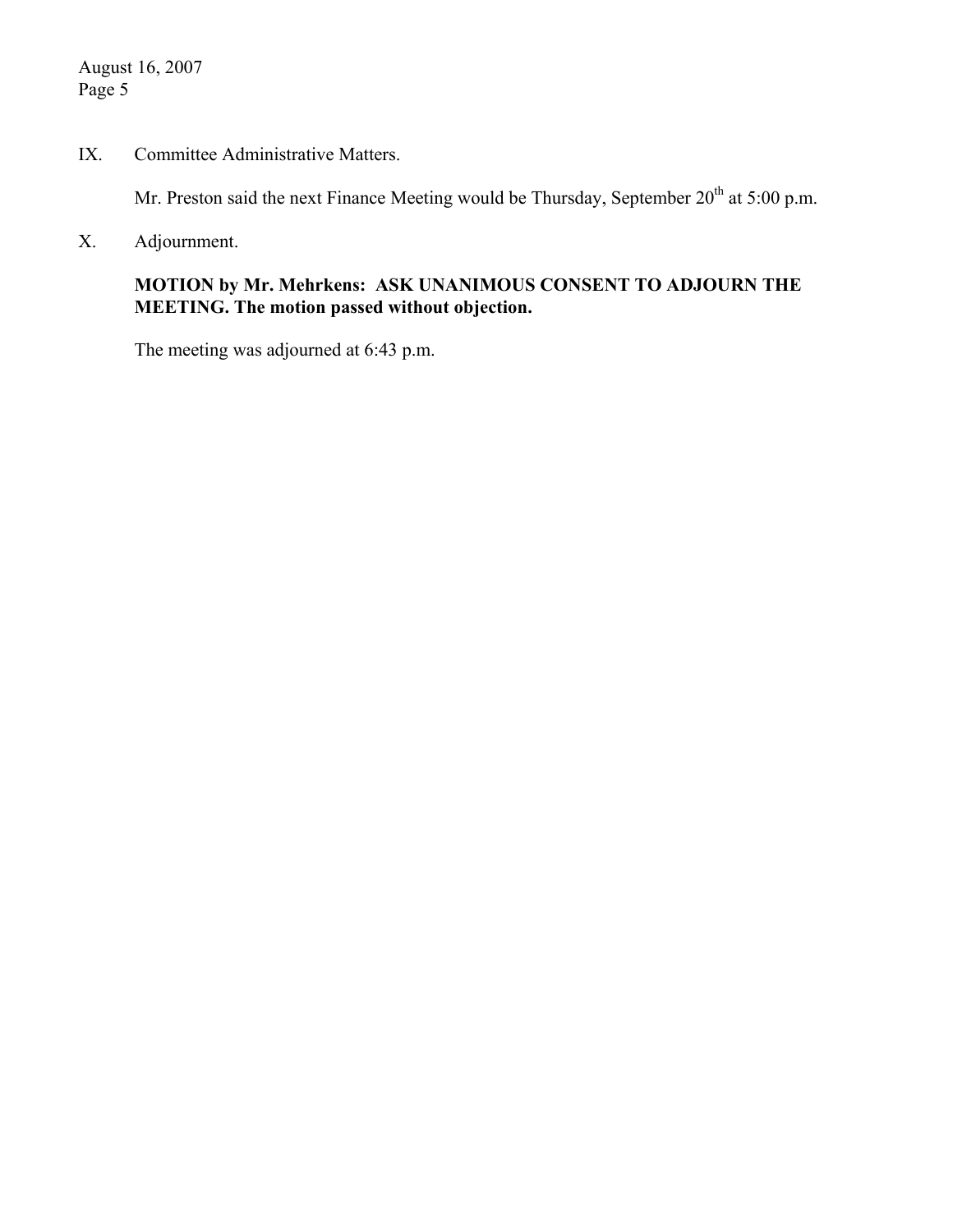IX. Committee Administrative Matters.

Mr. Preston said the next Finance Meeting would be Thursday, September 20th at 5:00 p.m.

X. Adjournment.

**MOTION by Mr. Mehrkens: ASK UNANIMOUS CONSENT TO ADJOURN THE MEETING. The motion passed without objection.**

The meeting was adjourned at 6:43 p.m.